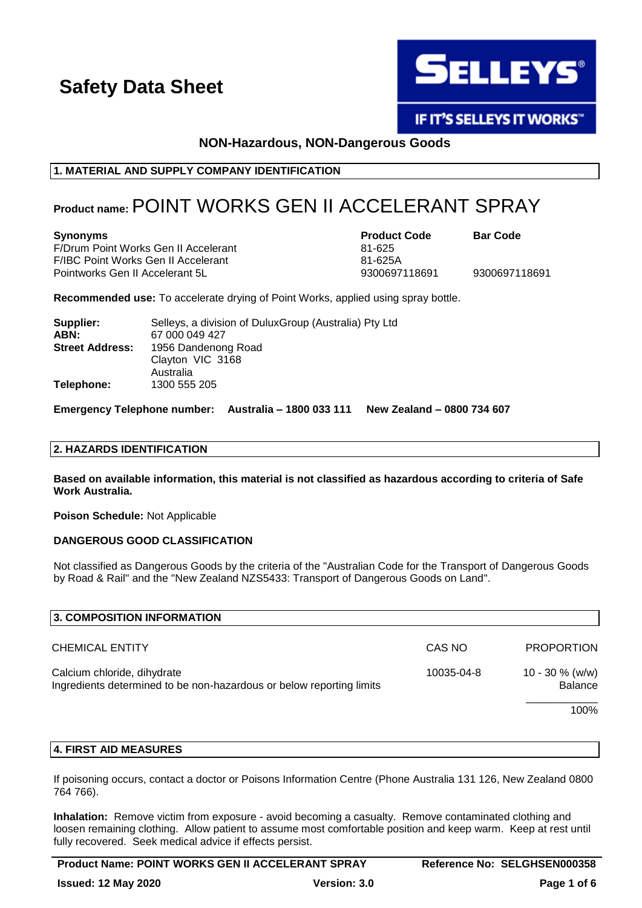# Safety Data Sheet

SELLEYS®

IF IT'S SELLEYS IT WORKS™

**NON-Hazardous, NON-Dangerous Goods**

## 1. MATERIAL AND SUPPLY COMPANY IDENTIFICATION

**Product name:** POINT WORKS GEN II ACCELERANT SPRAY

| **Synonyms** | **Product Code** | **Bar Code** |
|---|---|---|
| F/Drum Point Works Gen II Accelerant | 81-625 | |
| F/IBC Point Works Gen II Accelerant | 81-625A | |
| Pointworks Gen II Accelerant 5L | 9300697118691 | 9300697118691 |

**Recommended use:** To accelerate drying of Point Works, applied using spray bottle.

**Supplier:** Selleys, a division of DuluxGroup (Australia) Pty Ltd
**ABN:** 67 000 049 427
**Street Address:** 1956 Dandenong Road
Clayton VIC 3168
Australia
**Telephone:** 1300 555 205

**Emergency Telephone number: Australia – 1800 033 111 New Zealand – 0800 734 607**

## 2. HAZARDS IDENTIFICATION

**Based on available information, this material is not classified as hazardous according to criteria of Safe Work Australia.**

**Poison Schedule:** Not Applicable

**DANGEROUS GOOD CLASSIFICATION**

Not classified as Dangerous Goods by the criteria of the "Australian Code for the Transport of Dangerous Goods by Road & Rail" and the "New Zealand NZS5433: Transport of Dangerous Goods on Land".

## 3. COMPOSITION INFORMATION

| CHEMICAL ENTITY | CAS NO | PROPORTION |
|---|---|---|
| Calcium chloride, dihydrate | 10035-04-8 | 10 - 30 % (w/w) |
| Ingredients determined to be non-hazardous or below reporting limits | | Balance |
| | | 100% |

## 4. FIRST AID MEASURES

If poisoning occurs, contact a doctor or Poisons Information Centre (Phone Australia 131 126, New Zealand 0800 764 766).

**Inhalation:** Remove victim from exposure - avoid becoming a casualty. Remove contaminated clothing and loosen remaining clothing. Allow patient to assume most comfortable position and keep warm. Keep at rest until fully recovered. Seek medical advice if effects persist.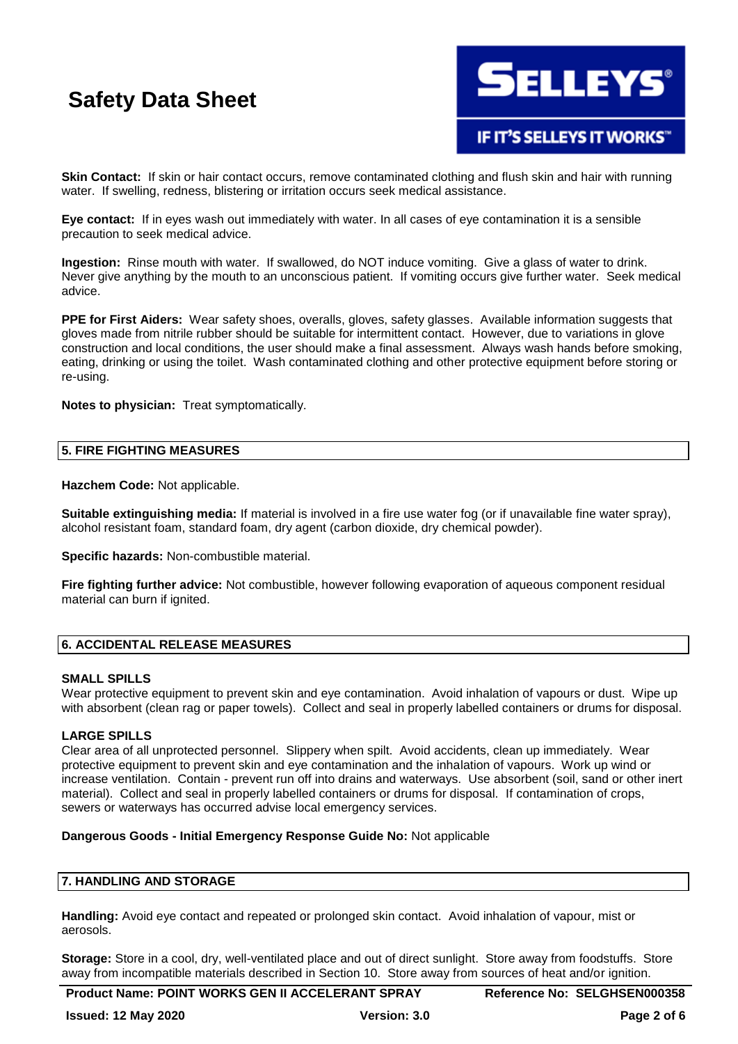**Skin Contact:** If skin or hair contact occurs, remove contaminated clothing and flush skin and hair with running water. If swelling, redness, blistering or irritation occurs seek medical assistance.

**Eye contact:** If in eyes wash out immediately with water. In all cases of eye contamination it is a sensible precaution to seek medical advice.

**Ingestion:** Rinse mouth with water. If swallowed, do NOT induce vomiting. Give a glass of water to drink. Never give anything by the mouth to an unconscious patient. If vomiting occurs give further water. Seek medical advice.

**PPE for First Aiders:** Wear safety shoes, overalls, gloves, safety glasses. Available information suggests that gloves made from nitrile rubber should be suitable for intermittent contact. However, due to variations in glove construction and local conditions, the user should make a final assessment. Always wash hands before smoking, eating, drinking or using the toilet. Wash contaminated clothing and other protective equipment before storing or re-using.

**Notes to physician:** Treat symptomatically.

## 5. FIRE FIGHTING MEASURES

**Hazchem Code:** Not applicable.

**Suitable extinguishing media:** If material is involved in a fire use water fog (or if unavailable fine water spray), alcohol resistant foam, standard foam, dry agent (carbon dioxide, dry chemical powder).

**Specific hazards:** Non-combustible material.

**Fire fighting further advice:** Not combustible, however following evaporation of aqueous component residual material can burn if ignited.

## 6. ACCIDENTAL RELEASE MEASURES

### SMALL SPILLS

Wear protective equipment to prevent skin and eye contamination. Avoid inhalation of vapours or dust. Wipe up with absorbent (clean rag or paper towels). Collect and seal in properly labelled containers or drums for disposal.

### LARGE SPILLS

Clear area of all unprotected personnel. Slippery when spilt. Avoid accidents, clean up immediately. Wear protective equipment to prevent skin and eye contamination and the inhalation of vapours. Work up wind or increase ventilation. Contain - prevent run off into drains and waterways. Use absorbent (soil, sand or other inert material). Collect and seal in properly labelled containers or drums for disposal. If contamination of crops, sewers or waterways has occurred advise local emergency services.

**Dangerous Goods - Initial Emergency Response Guide No:** Not applicable

## 7. HANDLING AND STORAGE

**Handling:** Avoid eye contact and repeated or prolonged skin contact. Avoid inhalation of vapour, mist or aerosols.

**Storage:** Store in a cool, dry, well-ventilated place and out of direct sunlight. Store away from foodstuffs. Store away from incompatible materials described in Section 10. Store away from sources of heat and/or ignition.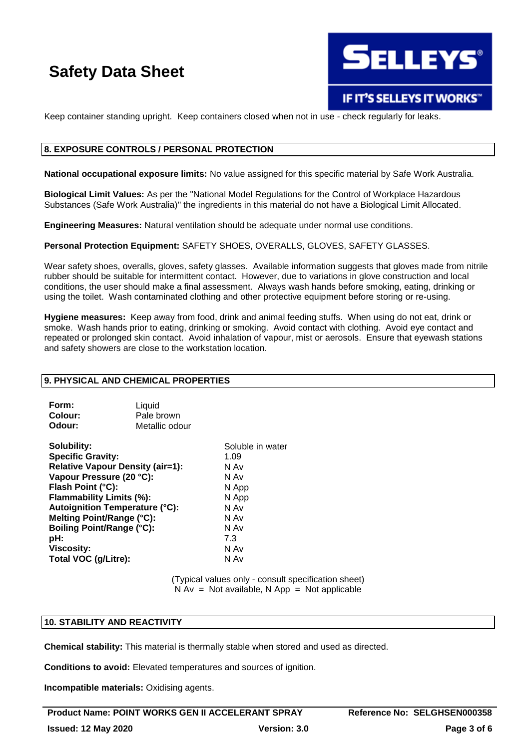Keep container standing upright. Keep containers closed when not in use - check regularly for leaks.

## 8. EXPOSURE CONTROLS / PERSONAL PROTECTION

**National occupational exposure limits:** No value assigned for this specific material by Safe Work Australia.

**Biological Limit Values:** As per the "National Model Regulations for the Control of Workplace Hazardous Substances (Safe Work Australia)" the ingredients in this material do not have a Biological Limit Allocated.

**Engineering Measures:** Natural ventilation should be adequate under normal use conditions.

**Personal Protection Equipment:** SAFETY SHOES, OVERALLS, GLOVES, SAFETY GLASSES.

Wear safety shoes, overalls, gloves, safety glasses. Available information suggests that gloves made from nitrile rubber should be suitable for intermittent contact. However, due to variations in glove construction and local conditions, the user should make a final assessment. Always wash hands before smoking, eating, drinking or using the toilet. Wash contaminated clothing and other protective equipment before storing or re-using.

**Hygiene measures:** Keep away from food, drink and animal feeding stuffs. When using do not eat, drink or smoke. Wash hands prior to eating, drinking or smoking. Avoid contact with clothing. Avoid eye contact and repeated or prolonged skin contact. Avoid inhalation of vapour, mist or aerosols. Ensure that eyewash stations and safety showers are close to the workstation location.

## 9. PHYSICAL AND CHEMICAL PROPERTIES

| | |
|---|---|
| **Form:** | Liquid |
| **Colour:** | Pale brown |
| **Odour:** | Metallic odour |

| | |
|---|---|
| **Solubility:** | Soluble in water |
| **Specific Gravity:** | 1.09 |
| **Relative Vapour Density (air=1):** | N Av |
| **Vapour Pressure (20 °C):** | N Av |
| **Flash Point (°C):** | N App |
| **Flammability Limits (%):** | N App |
| **Autoignition Temperature (°C):** | N Av |
| **Melting Point/Range (°C):** | N Av |
| **Boiling Point/Range (°C):** | N Av |
| **pH:** | 7.3 |
| **Viscosity:** | N Av |
| **Total VOC (g/Litre):** | N Av |

(Typical values only - consult specification sheet)
N Av = Not available, N App = Not applicable

## 10. STABILITY AND REACTIVITY

**Chemical stability:** This material is thermally stable when stored and used as directed.

**Conditions to avoid:** Elevated temperatures and sources of ignition.

**Incompatible materials:** Oxidising agents.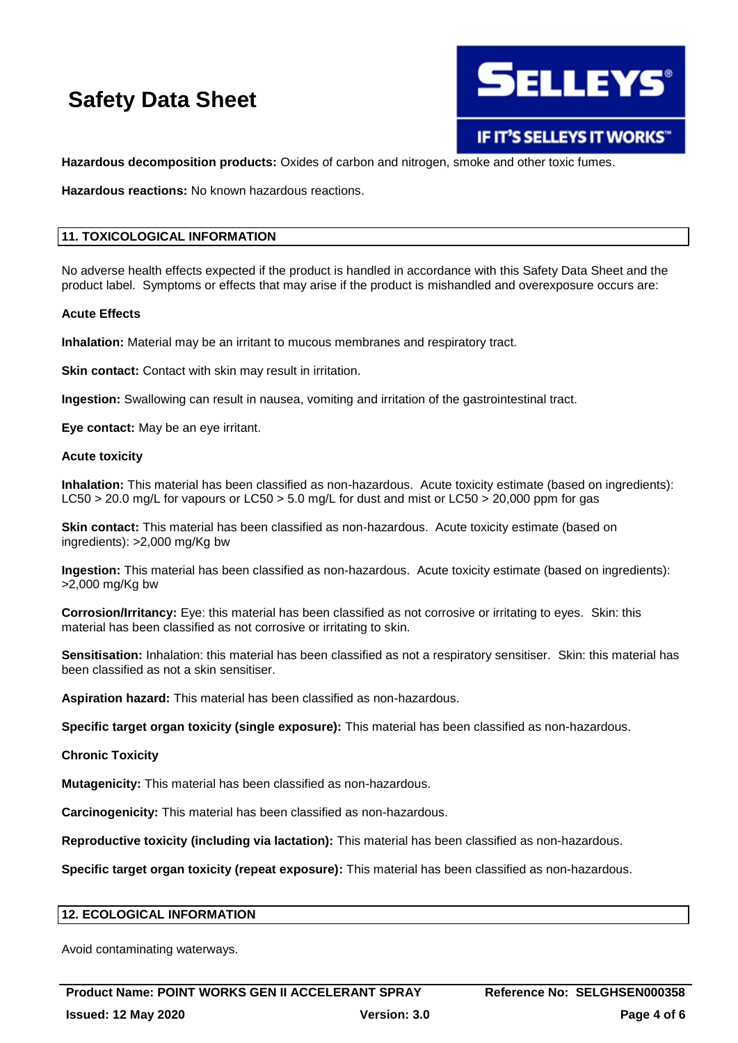**Hazardous decomposition products:** Oxides of carbon and nitrogen, smoke and other toxic fumes.

**Hazardous reactions:** No known hazardous reactions.

## 11. TOXICOLOGICAL INFORMATION

No adverse health effects expected if the product is handled in accordance with this Safety Data Sheet and the product label. Symptoms or effects that may arise if the product is mishandled and overexposure occurs are:

### Acute Effects

**Inhalation:** Material may be an irritant to mucous membranes and respiratory tract.

**Skin contact:** Contact with skin may result in irritation.

**Ingestion:** Swallowing can result in nausea, vomiting and irritation of the gastrointestinal tract.

**Eye contact:** May be an eye irritant.

### Acute toxicity

**Inhalation:** This material has been classified as non-hazardous. Acute toxicity estimate (based on ingredients): LC50 > 20.0 mg/L for vapours or LC50 > 5.0 mg/L for dust and mist or LC50 > 20,000 ppm for gas

**Skin contact:** This material has been classified as non-hazardous. Acute toxicity estimate (based on ingredients): >2,000 mg/Kg bw

**Ingestion:** This material has been classified as non-hazardous. Acute toxicity estimate (based on ingredients): >2,000 mg/Kg bw

**Corrosion/Irritancy:** Eye: this material has been classified as not corrosive or irritating to eyes. Skin: this material has been classified as not corrosive or irritating to skin.

**Sensitisation:** Inhalation: this material has been classified as not a respiratory sensitiser. Skin: this material has been classified as not a skin sensitiser.

**Aspiration hazard:** This material has been classified as non-hazardous.

**Specific target organ toxicity (single exposure):** This material has been classified as non-hazardous.

### Chronic Toxicity

**Mutagenicity:** This material has been classified as non-hazardous.

**Carcinogenicity:** This material has been classified as non-hazardous.

**Reproductive toxicity (including via lactation):** This material has been classified as non-hazardous.

**Specific target organ toxicity (repeat exposure):** This material has been classified as non-hazardous.

## 12. ECOLOGICAL INFORMATION

Avoid contaminating waterways.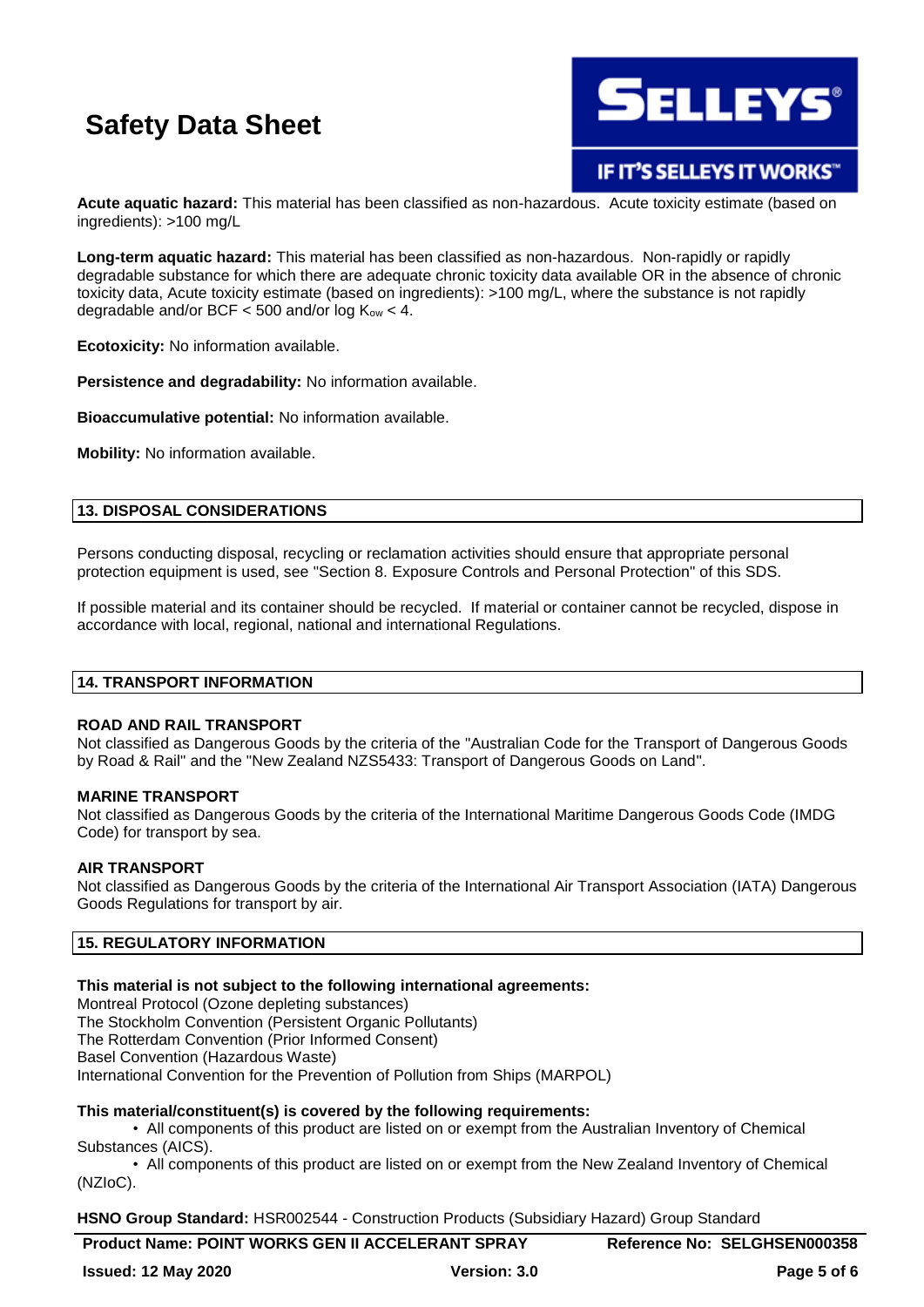**Acute aquatic hazard:** This material has been classified as non-hazardous. Acute toxicity estimate (based on ingredients): >100 mg/L

**Long-term aquatic hazard:** This material has been classified as non-hazardous. Non-rapidly or rapidly degradable substance for which there are adequate chronic toxicity data available OR in the absence of chronic toxicity data, Acute toxicity estimate (based on ingredients): >100 mg/L, where the substance is not rapidly degradable and/or BCF < 500 and/or log $K_{ow}$ < 4.

**Ecotoxicity:** No information available.

**Persistence and degradability:** No information available.

**Bioaccumulative potential:** No information available.

**Mobility:** No information available.

## 13. DISPOSAL CONSIDERATIONS

Persons conducting disposal, recycling or reclamation activities should ensure that appropriate personal protection equipment is used, see "Section 8. Exposure Controls and Personal Protection" of this SDS.

If possible material and its container should be recycled. If material or container cannot be recycled, dispose in accordance with local, regional, national and international Regulations.

## 14. TRANSPORT INFORMATION

**ROAD AND RAIL TRANSPORT**
Not classified as Dangerous Goods by the criteria of the "Australian Code for the Transport of Dangerous Goods by Road & Rail" and the "New Zealand NZS5433: Transport of Dangerous Goods on Land".

**MARINE TRANSPORT**
Not classified as Dangerous Goods by the criteria of the International Maritime Dangerous Goods Code (IMDG Code) for transport by sea.

**AIR TRANSPORT**
Not classified as Dangerous Goods by the criteria of the International Air Transport Association (IATA) Dangerous Goods Regulations for transport by air.

## 15. REGULATORY INFORMATION

**This material is not subject to the following international agreements:**
Montreal Protocol (Ozone depleting substances)
The Stockholm Convention (Persistent Organic Pollutants)
The Rotterdam Convention (Prior Informed Consent)
Basel Convention (Hazardous Waste)
International Convention for the Prevention of Pollution from Ships (MARPOL)

**This material/constituent(s) is covered by the following requirements:**

- All components of this product are listed on or exempt from the Australian Inventory of Chemical Substances (AICS).
- All components of this product are listed on or exempt from the New Zealand Inventory of Chemical (NZIoC).

**HSNO Group Standard:** HSR002544 - Construction Products (Subsidiary Hazard) Group Standard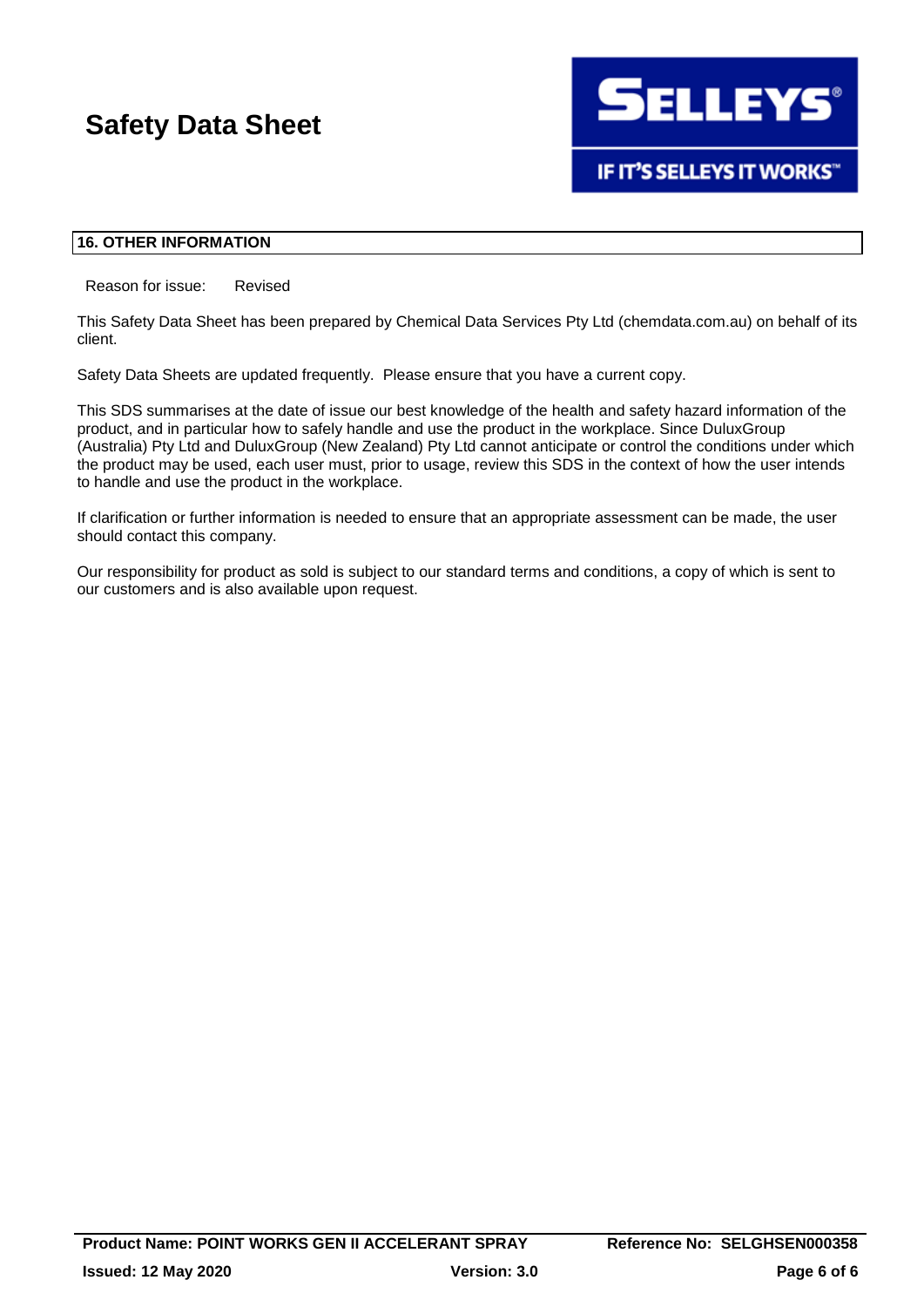## 16. OTHER INFORMATION

Reason for issue: Revised

This Safety Data Sheet has been prepared by Chemical Data Services Pty Ltd (chemdata.com.au) on behalf of its client.

Safety Data Sheets are updated frequently. Please ensure that you have a current copy.

This SDS summarises at the date of issue our best knowledge of the health and safety hazard information of the product, and in particular how to safely handle and use the product in the workplace. Since DuluxGroup (Australia) Pty Ltd and DuluxGroup (New Zealand) Pty Ltd cannot anticipate or control the conditions under which the product may be used, each user must, prior to usage, review this SDS in the context of how the user intends to handle and use the product in the workplace.

If clarification or further information is needed to ensure that an appropriate assessment can be made, the user should contact this company.

Our responsibility for product as sold is subject to our standard terms and conditions, a copy of which is sent to our customers and is also available upon request.